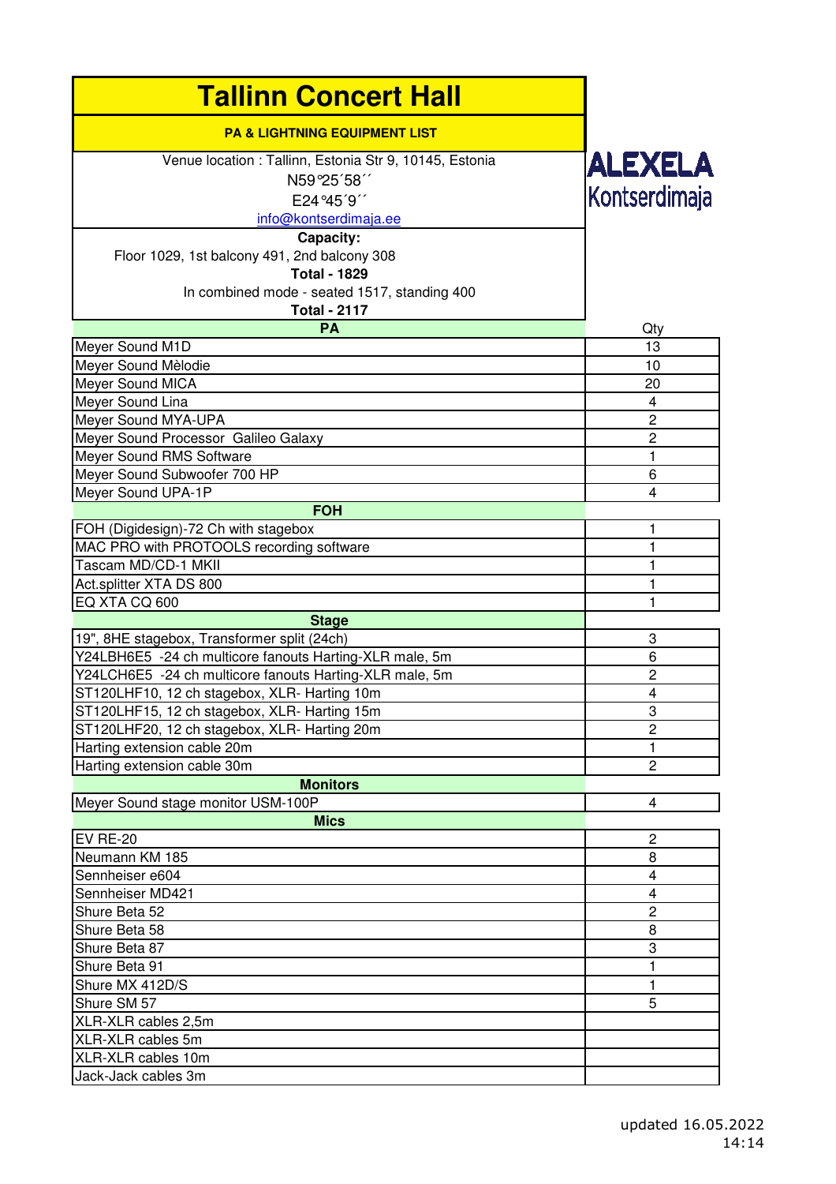# Tallinn Concert Hall

**PA & LIGHTNING EQUIPMENT LIST**

ALEXELA Kontserdimaja

Venue location : Tallinn, Estonia Str 9, 10145, Estonia
N59°25´58´´
E24°45´9´´
info@kontserdimaja.ee

**Capacity:**
Floor 1029, 1st balcony 491, 2nd balcony 308
**Total - 1829**
In combined mode - seated 1517, standing 400
**Total - 2117**

| **PA** | Qty |
|---|---|
| Meyer Sound M1D | 13 |
| Meyer Sound Mèlodie | 10 |
| Meyer Sound MICA | 20 |
| Meyer Sound Lina | 4 |
| Meyer Sound MYA-UPA | 2 |
| Meyer Sound Processor Galileo Galaxy | 2 |
| Meyer Sound RMS Software | 1 |
| Meyer Sound Subwoofer 700 HP | 6 |
| Meyer Sound UPA-1P | 4 |
| **FOH** | |
| FOH (Digidesign)-72 Ch with stagebox | 1 |
| MAC PRO with PROTOOLS recording software | 1 |
| Tascam MD/CD-1 MKII | 1 |
| Act.splitter XTA DS 800 | 1 |
| EQ XTA CQ 600 | 1 |
| **Stage** | |
| 19", 8HE stagebox, Transformer split (24ch) | 3 |
| Y24LBH6E5 -24 ch multicore fanouts Harting-XLR male, 5m | 6 |
| Y24LCH6E5 -24 ch multicore fanouts Harting-XLR male, 5m | 2 |
| ST120LHF10, 12 ch stagebox, XLR- Harting 10m | 4 |
| ST120LHF15, 12 ch stagebox, XLR- Harting 15m | 3 |
| ST120LHF20, 12 ch stagebox, XLR- Harting 20m | 2 |
| Harting extension cable 20m | 1 |
| Harting extension cable 30m | 2 |
| **Monitors** | |
| Meyer Sound stage monitor USM-100P | 4 |
| **Mics** | |
| EV RE-20 | 2 |
| Neumann KM 185 | 8 |
| Sennheiser e604 | 4 |
| Sennheiser MD421 | 4 |
| Shure Beta 52 | 2 |
| Shure Beta 58 | 8 |
| Shure Beta 87 | 3 |
| Shure Beta 91 | 1 |
| Shure MX 412D/S | 1 |
| Shure SM 57 | 5 |
| XLR-XLR cables 2,5m | |
| XLR-XLR cables 5m | |
| XLR-XLR cables 10m | |
| Jack-Jack cables 3m | |

updated 16.05.2022 14:14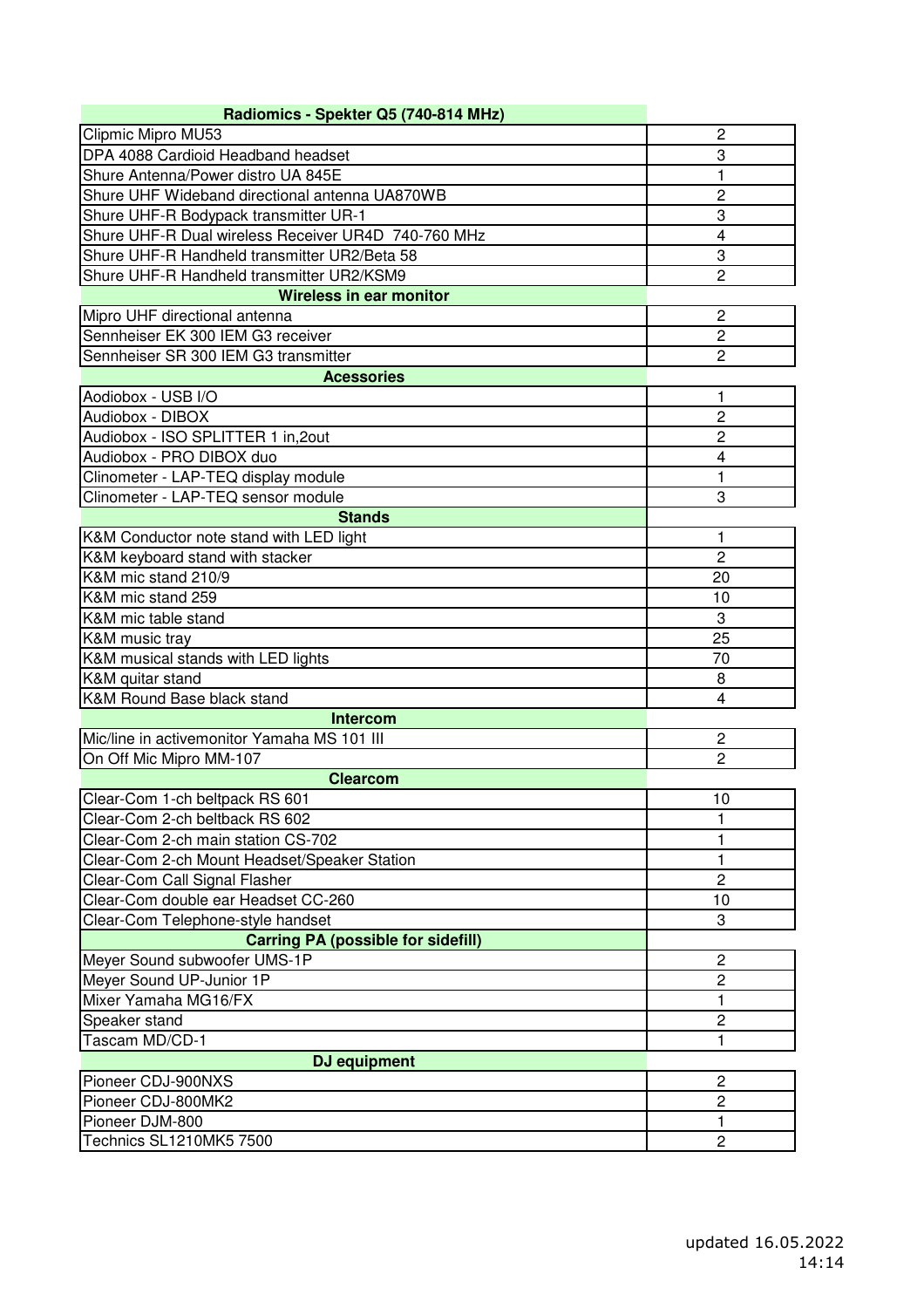| Radiomics - Spekter Q5 (740-814 MHz) | |
|---|---|
| Clipmic Mipro MU53 | 2 |
| DPA 4088 Cardioid Headband headset | 3 |
| Shure Antenna/Power distro UA 845E | 1 |
| Shure UHF Wideband directional antenna UA870WB | 2 |
| Shure UHF-R Bodypack transmitter UR-1 | 3 |
| Shure UHF-R Dual wireless Receiver UR4D 740-760 MHz | 4 |
| Shure UHF-R Handheld transmitter UR2/Beta 58 | 3 |
| Shure UHF-R Handheld transmitter UR2/KSM9 | 2 |
| **Wireless in ear monitor** | |
| Mipro UHF directional antenna | 2 |
| Sennheiser EK 300 IEM G3 receiver | 2 |
| Sennheiser SR 300 IEM G3 transmitter | 2 |
| **Acessories** | |
| Aodiobox - USB I/O | 1 |
| Audiobox - DIBOX | 2 |
| Audiobox - ISO SPLITTER 1 in,2out | 2 |
| Audiobox - PRO DIBOX duo | 4 |
| Clinometer - LAP-TEQ display module | 1 |
| Clinometer - LAP-TEQ sensor module | 3 |
| **Stands** | |
| K&M Conductor note stand with LED light | 1 |
| K&M keyboard stand with stacker | 2 |
| K&M mic stand 210/9 | 20 |
| K&M mic stand 259 | 10 |
| K&M mic table stand | 3 |
| K&M music tray | 25 |
| K&M musical stands with LED lights | 70 |
| K&M quitar stand | 8 |
| K&M Round Base black stand | 4 |
| **Intercom** | |
| Mic/line in activemonitor Yamaha MS 101 III | 2 |
| On Off Mic Mipro MM-107 | 2 |
| **Clearcom** | |
| Clear-Com 1-ch beltpack RS 601 | 10 |
| Clear-Com 2-ch beltback RS 602 | 1 |
| Clear-Com 2-ch main station CS-702 | 1 |
| Clear-Com 2-ch Mount Headset/Speaker Station | 1 |
| Clear-Com Call Signal Flasher | 2 |
| Clear-Com double ear Headset CC-260 | 10 |
| Clear-Com Telephone-style handset | 3 |
| **Carring PA (possible for sidefill)** | |
| Meyer Sound subwoofer UMS-1P | 2 |
| Meyer Sound UP-Junior 1P | 2 |
| Mixer Yamaha MG16/FX | 1 |
| Speaker stand | 2 |
| Tascam MD/CD-1 | 1 |
| **DJ equipment** | |
| Pioneer CDJ-900NXS | 2 |
| Pioneer CDJ-800MK2 | 2 |
| Pioneer DJM-800 | 1 |
| Technics SL1210MK5 7500 | 2 |

updated 16.05.2022 14:14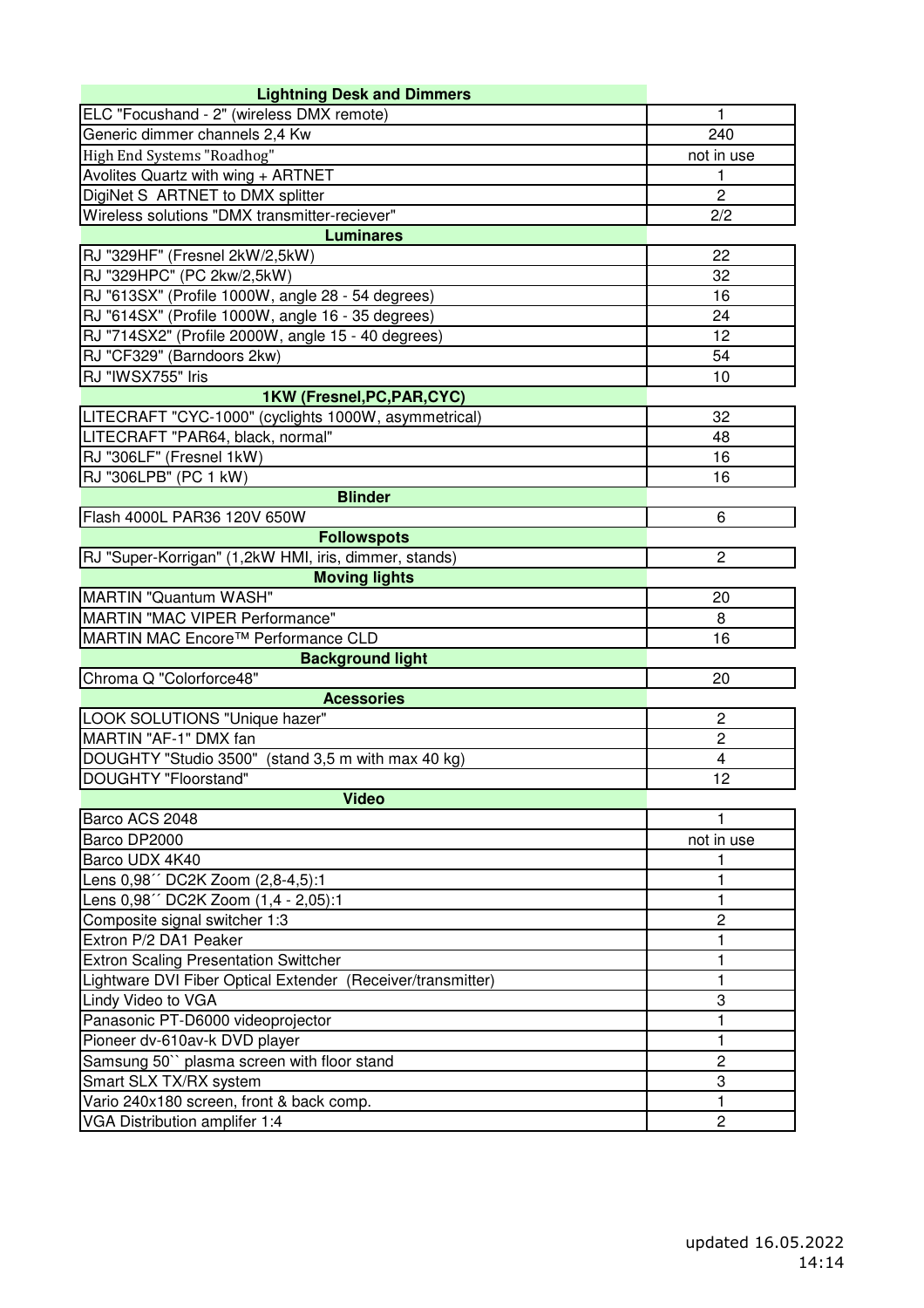| Lightning Desk and Dimmers | |
|---|---|
| ELC "Focushand - 2" (wireless DMX remote) | 1 |
| Generic dimmer channels 2,4 Kw | 240 |
| High End Systems "Roadhog" | not in use |
| Avolites Quartz with wing + ARTNET | 1 |
| DigiNet S ARTNET to DMX splitter | 2 |
| Wireless solutions "DMX transmitter-reciever" | 2/2 |
| **Luminares** | |
| RJ "329HF" (Fresnel 2kW/2,5kW) | 22 |
| RJ "329HPC" (PC 2kw/2,5kW) | 32 |
| RJ "613SX" (Profile 1000W, angle 28 - 54 degrees) | 16 |
| RJ "614SX" (Profile 1000W, angle 16 - 35 degrees) | 24 |
| RJ "714SX2" (Profile 2000W, angle 15 - 40 degrees) | 12 |
| RJ "CF329" (Barndoors 2kw) | 54 |
| RJ "IWSX755" Iris | 10 |
| **1KW (Fresnel,PC,PAR,CYC)** | |
| LITECRAFT "CYC-1000" (cyclights 1000W, asymmetrical) | 32 |
| LITECRAFT "PAR64, black, normal" | 48 |
| RJ "306LF" (Fresnel 1kW) | 16 |
| RJ "306LPB" (PC 1 kW) | 16 |
| **Blinder** | |
| Flash 4000L PAR36 120V 650W | 6 |
| **Followspots** | |
| RJ "Super-Korrigan" (1,2kW HMI, iris, dimmer, stands) | 2 |
| **Moving lights** | |
| MARTIN "Quantum WASH" | 20 |
| MARTIN "MAC VIPER Performance" | 8 |
| MARTIN MAC Encore™ Performance CLD | 16 |
| **Background light** | |
| Chroma Q "Colorforce48" | 20 |
| **Acessories** | |
| LOOK SOLUTIONS "Unique hazer" | 2 |
| MARTIN "AF-1" DMX fan | 2 |
| DOUGHTY "Studio 3500" (stand 3,5 m with max 40 kg) | 4 |
| DOUGHTY "Floorstand" | 12 |
| **Video** | |
| Barco ACS 2048 | 1 |
| Barco DP2000 | not in use |
| Barco UDX 4K40 | 1 |
| Lens 0,98´´ DC2K Zoom (2,8-4,5):1 | 1 |
| Lens 0,98´´ DC2K Zoom (1,4 - 2,05):1 | 1 |
| Composite signal switcher 1:3 | 2 |
| Extron P/2 DA1 Peaker | 1 |
| Extron Scaling Presentation Swittcher | 1 |
| Lightware DVI Fiber Optical Extender (Receiver/transmitter) | 1 |
| Lindy Video to VGA | 3 |
| Panasonic PT-D6000 videoprojector | 1 |
| Pioneer dv-610av-k DVD player | 1 |
| Samsung 50`` plasma screen with floor stand | 2 |
| Smart SLX TX/RX system | 3 |
| Vario 240x180 screen, front & back comp. | 1 |
| VGA Distribution amplifer 1:4 | 2 |

updated 16.05.2022 14:14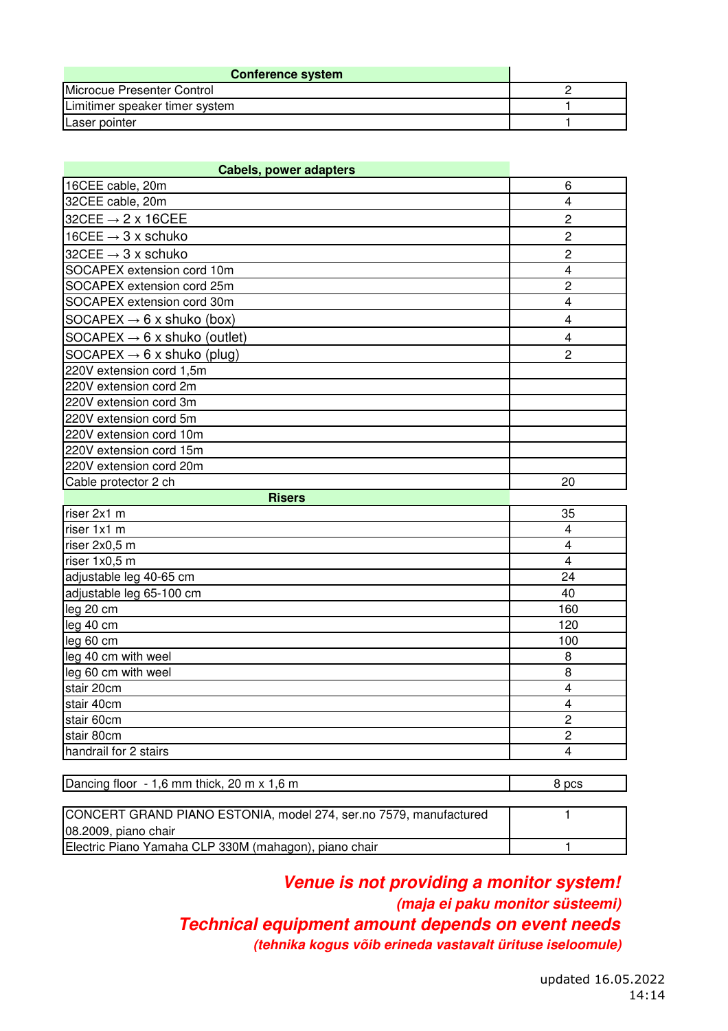| Conference system | |
|---|---|
| Microcue Presenter Control | 2 |
| Limitimer speaker timer system | 1 |
| Laser pointer | 1 |

| Cabels, power adapters | |
|---|---|
| 16CEE cable, 20m | 6 |
| 32CEE cable, 20m | 4 |
| 32CEE → 2 x 16CEE | 2 |
| 16CEE → 3 x schuko | 2 |
| 32CEE → 3 x schuko | 2 |
| SOCAPEX extension cord 10m | 4 |
| SOCAPEX extension cord 25m | 2 |
| SOCAPEX extension cord 30m | 4 |
| SOCAPEX → 6 x shuko (box) | 4 |
| SOCAPEX → 6 x shuko (outlet) | 4 |
| SOCAPEX → 6 x shuko (plug) | 2 |
| 220V extension cord 1,5m | |
| 220V extension cord 2m | |
| 220V extension cord 3m | |
| 220V extension cord 5m | |
| 220V extension cord 10m | |
| 220V extension cord 15m | |
| 220V extension cord 20m | |
| Cable protector 2 ch | 20 |
| **Risers** | |
| riser 2x1 m | 35 |
| riser 1x1 m | 4 |
| riser 2x0,5 m | 4 |
| riser 1x0,5 m | 4 |
| adjustable leg 40-65 cm | 24 |
| adjustable leg 65-100 cm | 40 |
| leg 20 cm | 160 |
| leg 40 cm | 120 |
| leg 60 cm | 100 |
| leg 40 cm with weel | 8 |
| leg 60 cm with weel | 8 |
| stair 20cm | 4 |
| stair 40cm | 4 |
| stair 60cm | 2 |
| stair 80cm | 2 |
| handrail for 2 stairs | 4 |

| | |
|---|---|
| Dancing floor - 1,6 mm thick, 20 m x 1,6 m | 8 pcs |

| | |
|---|---|
| CONCERT GRAND PIANO ESTONIA, model 274, ser.no 7579, manufactured 08.2009, piano chair | 1 |
| Electric Piano Yamaha CLP 330M (mahagon), piano chair | 1 |

***Venue is not providing a monitor system!***

***(maja ei paku monitor süsteemi)***

***Technical equipment amount depends on event needs***

***(tehnika kogus võib erineda vastavalt ürituse iseloomule)***

updated 16.05.2022 14:14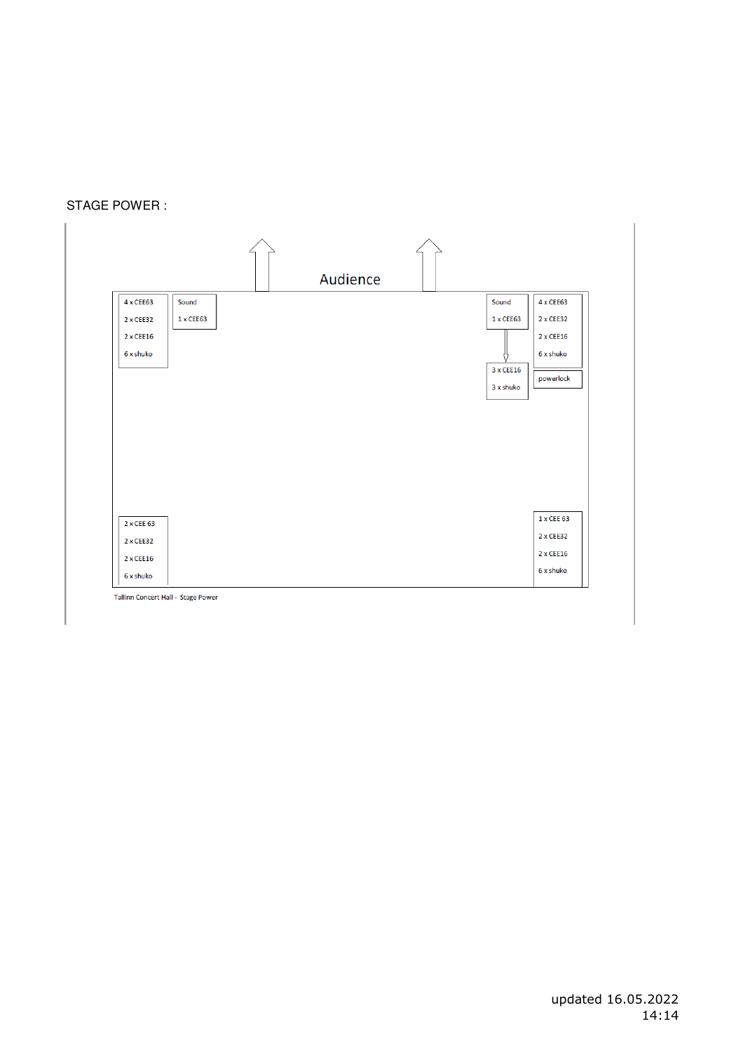STAGE POWER :

Audience

4 x CEE63
2 x CEE32
2 x CEE16
6 x shuko

Sound
1 x CEE63

Sound
1 x CEE63

3 x CEE16
3 x shuko

4 x CEE63
2 x CEE32
2 x CEE16
6 x shuko

powerlock

2 x CEE 63
2 x CEE32
2 x CEE16
6 x shuko

1 x CEE 63
2 x CEE32
2 x CEE16
6 x shuko

Tallinn Concert Hall - Stage Power

updated 16.05.2022
14:14